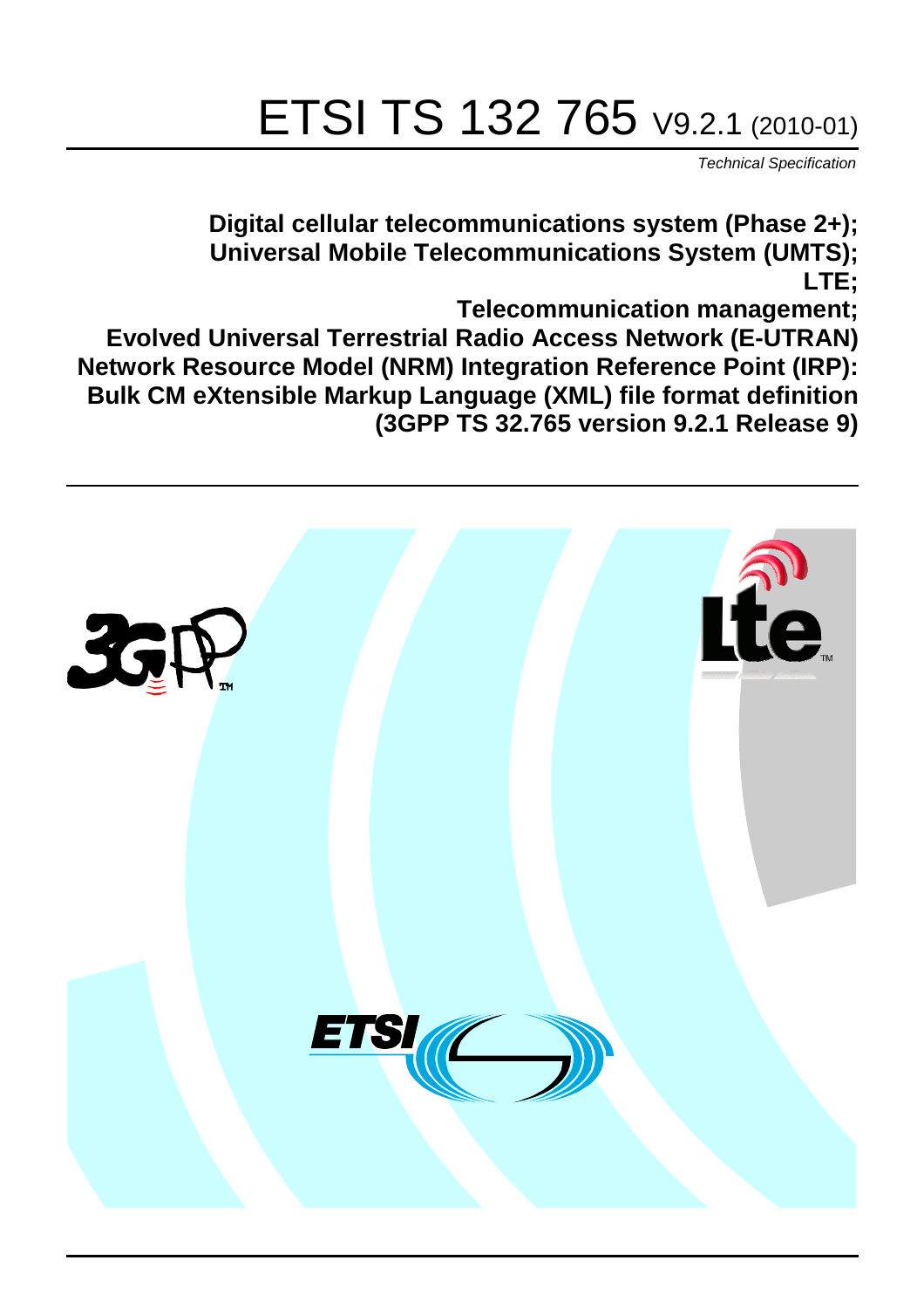# ETSI TS 132 765 V9.2.1 (2010-01)

*Technical Specification*

**Digital cellular telecommunications system (Phase 2+);
Universal Mobile Telecommunications System (UMTS);
LTE;
Telecommunication management;
Evolved Universal Terrestrial Radio Access Network (E-UTRAN)
Network Resource Model (NRM) Integration Reference Point (IRP):
Bulk CM eXtensible Markup Language (XML) file format definition
(3GPP TS 32.765 version 9.2.1 Release 9)**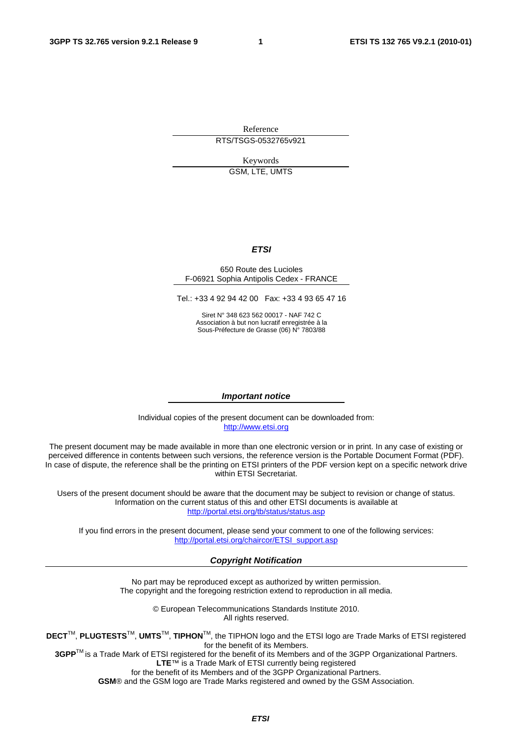Reference

RTS/TSGS-0532765v921

Keywords

GSM, LTE, UMTS

***ETSI***

650 Route des Lucioles
F-06921 Sophia Antipolis Cedex - FRANCE

Tel.: +33 4 92 94 42 00 Fax: +33 4 93 65 47 16

Siret N° 348 623 562 00017 - NAF 742 C
Association à but non lucratif enregistrée à la
Sous-Préfecture de Grasse (06) N° 7803/88

***Important notice***

Individual copies of the present document can be downloaded from:
http://www.etsi.org

The present document may be made available in more than one electronic version or in print. In any case of existing or perceived difference in contents between such versions, the reference version is the Portable Document Format (PDF). In case of dispute, the reference shall be the printing on ETSI printers of the PDF version kept on a specific network drive within ETSI Secretariat.

Users of the present document should be aware that the document may be subject to revision or change of status. Information on the current status of this and other ETSI documents is available at
http://portal.etsi.org/tb/status/status.asp

If you find errors in the present document, please send your comment to one of the following services:
http://portal.etsi.org/chaircor/ETSI_support.asp

***Copyright Notification***

No part may be reproduced except as authorized by written permission.
The copyright and the foregoing restriction extend to reproduction in all media.

© European Telecommunications Standards Institute 2010.
All rights reserved.

**DECT**™, **PLUGTESTS**™, **UMTS**™, **TIPHON**™, the TIPHON logo and the ETSI logo are Trade Marks of ETSI registered for the benefit of its Members.
**3GPP**™ is a Trade Mark of ETSI registered for the benefit of its Members and of the 3GPP Organizational Partners.
**LTE**™ is a Trade Mark of ETSI currently being registered
for the benefit of its Members and of the 3GPP Organizational Partners.
**GSM**® and the GSM logo are Trade Marks registered and owned by the GSM Association.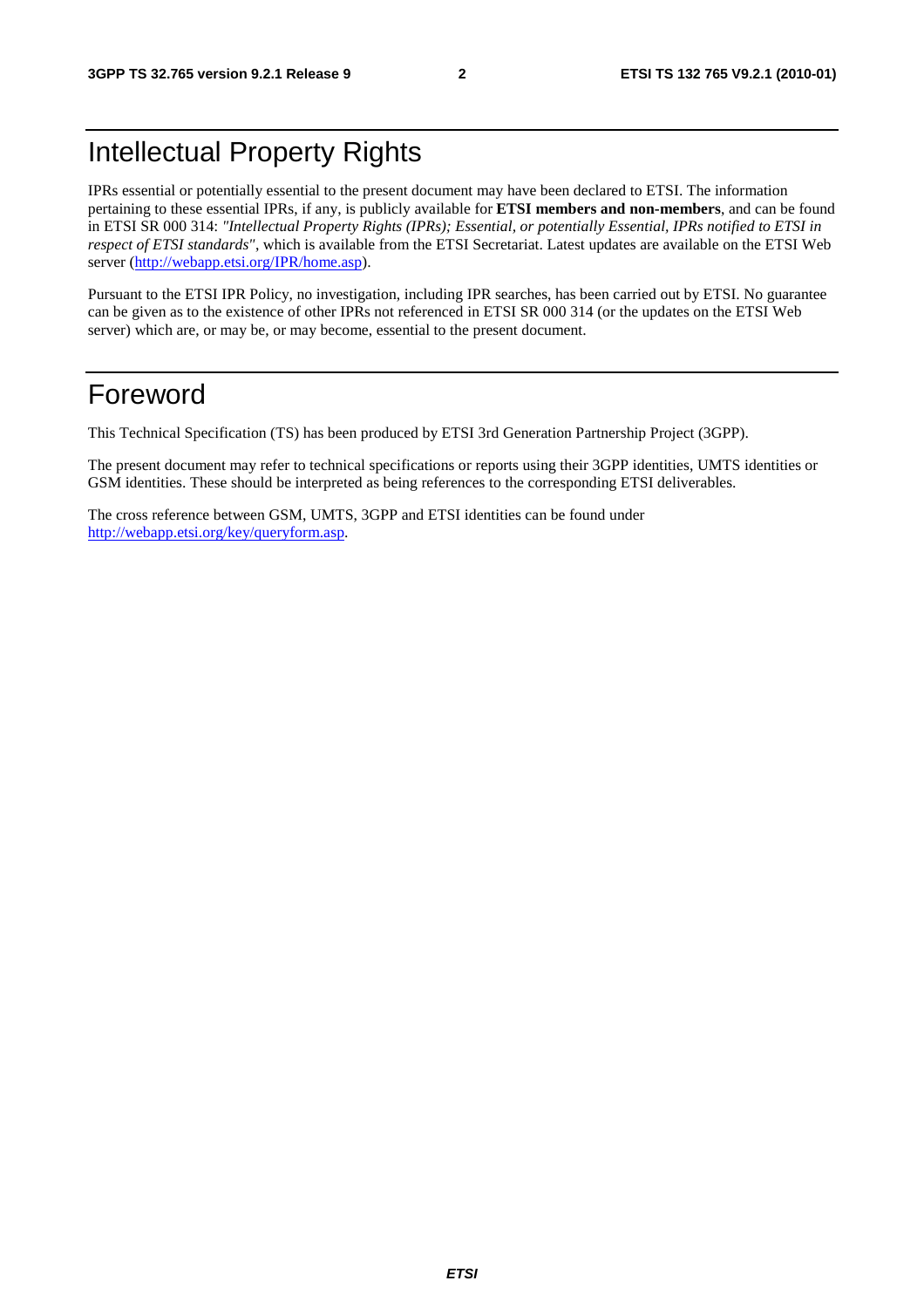# Intellectual Property Rights

IPRs essential or potentially essential to the present document may have been declared to ETSI. The information pertaining to these essential IPRs, if any, is publicly available for **ETSI members and non-members**, and can be found in ETSI SR 000 314: *"Intellectual Property Rights (IPRs); Essential, or potentially Essential, IPRs notified to ETSI in respect of ETSI standards"*, which is available from the ETSI Secretariat. Latest updates are available on the ETSI Web server (http://webapp.etsi.org/IPR/home.asp).

Pursuant to the ETSI IPR Policy, no investigation, including IPR searches, has been carried out by ETSI. No guarantee can be given as to the existence of other IPRs not referenced in ETSI SR 000 314 (or the updates on the ETSI Web server) which are, or may be, or may become, essential to the present document.

# Foreword

This Technical Specification (TS) has been produced by ETSI 3rd Generation Partnership Project (3GPP).

The present document may refer to technical specifications or reports using their 3GPP identities, UMTS identities or GSM identities. These should be interpreted as being references to the corresponding ETSI deliverables.

The cross reference between GSM, UMTS, 3GPP and ETSI identities can be found under http://webapp.etsi.org/key/queryform.asp.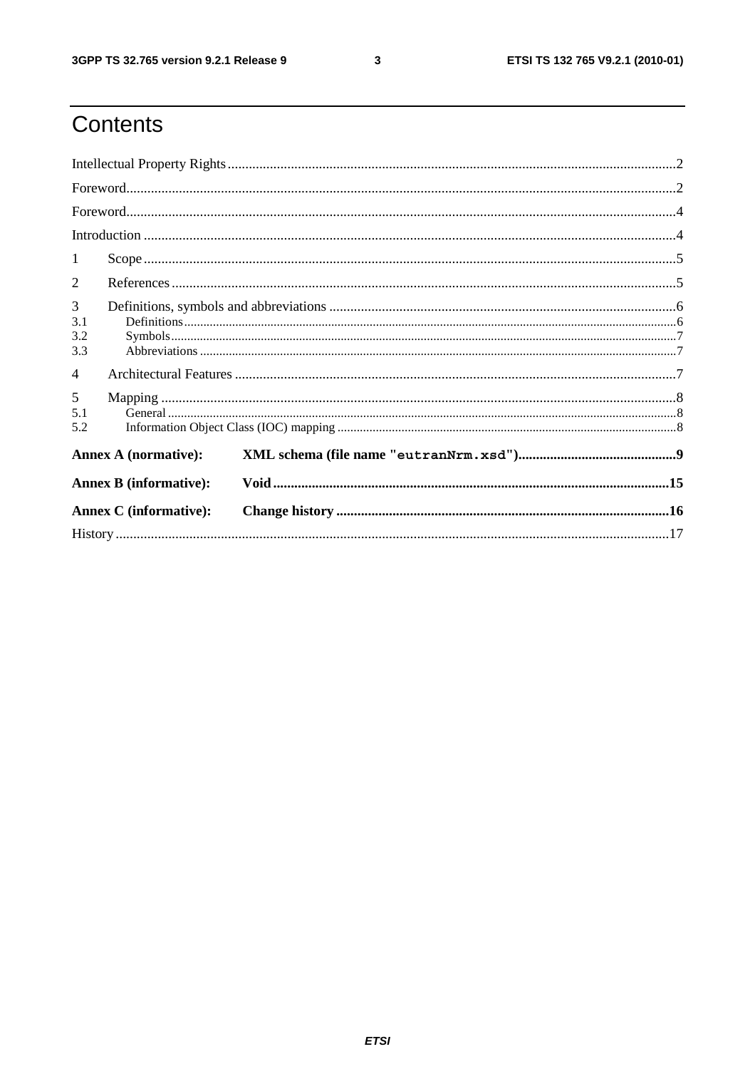# Contents

Intellectual Property Rights ....2

Foreword ....2

Foreword ....4

Introduction ....4

1 Scope ....5

2 References ....5

3 Definitions, symbols and abbreviations ....6

3.1 Definitions ....6

3.2 Symbols ....7

3.3 Abbreviations ....7

4 Architectural Features ....7

5 Mapping ....8

5.1 General ....8

5.2 Information Object Class (IOC) mapping ....8

**Annex A (normative): XML schema (file name "eutranNrm.xsd") ....9**

**Annex B (informative): Void ....15**

**Annex C (informative): Change history ....16**

History ....17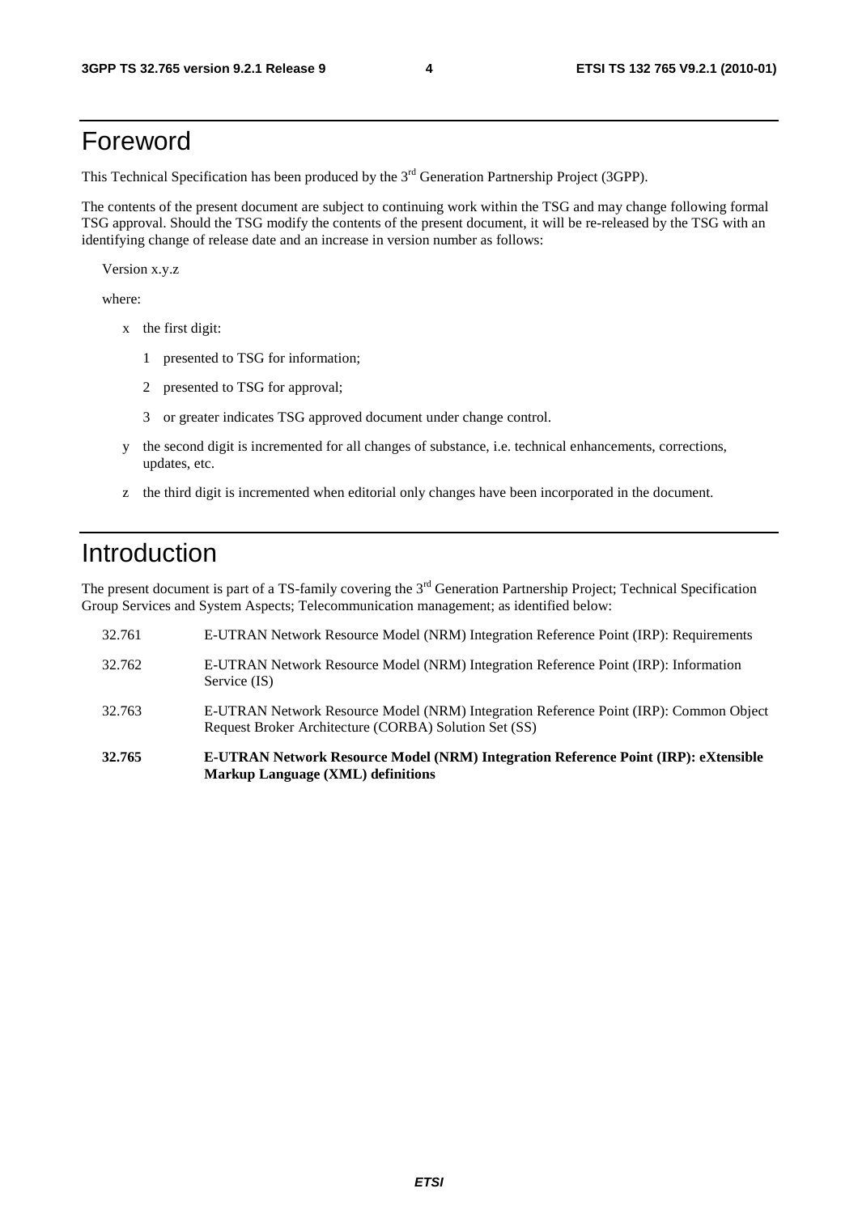# Foreword

This Technical Specification has been produced by the 3rd Generation Partnership Project (3GPP).

The contents of the present document are subject to continuing work within the TSG and may change following formal TSG approval. Should the TSG modify the contents of the present document, it will be re-released by the TSG with an identifying change of release date and an increase in version number as follows:

Version x.y.z

where:

- x the first digit:
  - 1 presented to TSG for information;
  - 2 presented to TSG for approval;
  - 3 or greater indicates TSG approved document under change control.
- y the second digit is incremented for all changes of substance, i.e. technical enhancements, corrections, updates, etc.
- z the third digit is incremented when editorial only changes have been incorporated in the document.

# Introduction

The present document is part of a TS-family covering the 3rd Generation Partnership Project; Technical Specification Group Services and System Aspects; Telecommunication management; as identified below:

| | |
|---|---|
| 32.761 | E-UTRAN Network Resource Model (NRM) Integration Reference Point (IRP): Requirements |
| 32.762 | E-UTRAN Network Resource Model (NRM) Integration Reference Point (IRP): Information Service (IS) |
| 32.763 | E-UTRAN Network Resource Model (NRM) Integration Reference Point (IRP): Common Object Request Broker Architecture (CORBA) Solution Set (SS) |
| **32.765** | **E-UTRAN Network Resource Model (NRM) Integration Reference Point (IRP): eXtensible Markup Language (XML) definitions** |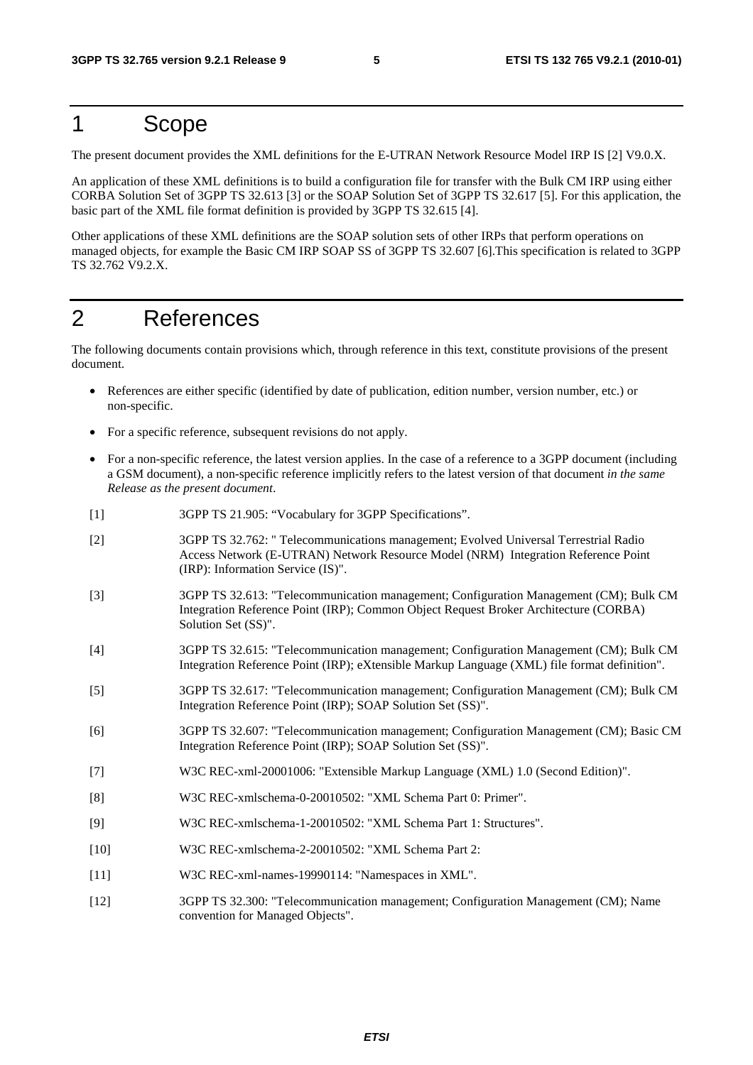# 1 Scope

The present document provides the XML definitions for the E-UTRAN Network Resource Model IRP IS [2] V9.0.X.

An application of these XML definitions is to build a configuration file for transfer with the Bulk CM IRP using either CORBA Solution Set of 3GPP TS 32.613 [3] or the SOAP Solution Set of 3GPP TS 32.617 [5]. For this application, the basic part of the XML file format definition is provided by 3GPP TS 32.615 [4].

Other applications of these XML definitions are the SOAP solution sets of other IRPs that perform operations on managed objects, for example the Basic CM IRP SOAP SS of 3GPP TS 32.607 [6].This specification is related to 3GPP TS 32.762 V9.2.X.

# 2 References

The following documents contain provisions which, through reference in this text, constitute provisions of the present document.

- References are either specific (identified by date of publication, edition number, version number, etc.) or non-specific.
- For a specific reference, subsequent revisions do not apply.
- For a non-specific reference, the latest version applies. In the case of a reference to a 3GPP document (including a GSM document), a non-specific reference implicitly refers to the latest version of that document *in the same Release as the present document*.

[1] 3GPP TS 21.905: “Vocabulary for 3GPP Specifications”.

[2] 3GPP TS 32.762: " Telecommunications management; Evolved Universal Terrestrial Radio Access Network (E-UTRAN) Network Resource Model (NRM) Integration Reference Point (IRP): Information Service (IS)".

[3] 3GPP TS 32.613: "Telecommunication management; Configuration Management (CM); Bulk CM Integration Reference Point (IRP); Common Object Request Broker Architecture (CORBA) Solution Set (SS)".

[4] 3GPP TS 32.615: "Telecommunication management; Configuration Management (CM); Bulk CM Integration Reference Point (IRP); eXtensible Markup Language (XML) file format definition".

[5] 3GPP TS 32.617: "Telecommunication management; Configuration Management (CM); Bulk CM Integration Reference Point (IRP); SOAP Solution Set (SS)".

[6] 3GPP TS 32.607: "Telecommunication management; Configuration Management (CM); Basic CM Integration Reference Point (IRP); SOAP Solution Set (SS)".

[7] W3C REC-xml-20001006: "Extensible Markup Language (XML) 1.0 (Second Edition)".

[8] W3C REC-xmlschema-0-20010502: "XML Schema Part 0: Primer".

[9] W3C REC-xmlschema-1-20010502: "XML Schema Part 1: Structures".

[10] W3C REC-xmlschema-2-20010502: "XML Schema Part 2:

[11] W3C REC-xml-names-19990114: "Namespaces in XML".

[12] 3GPP TS 32.300: "Telecommunication management; Configuration Management (CM); Name convention for Managed Objects".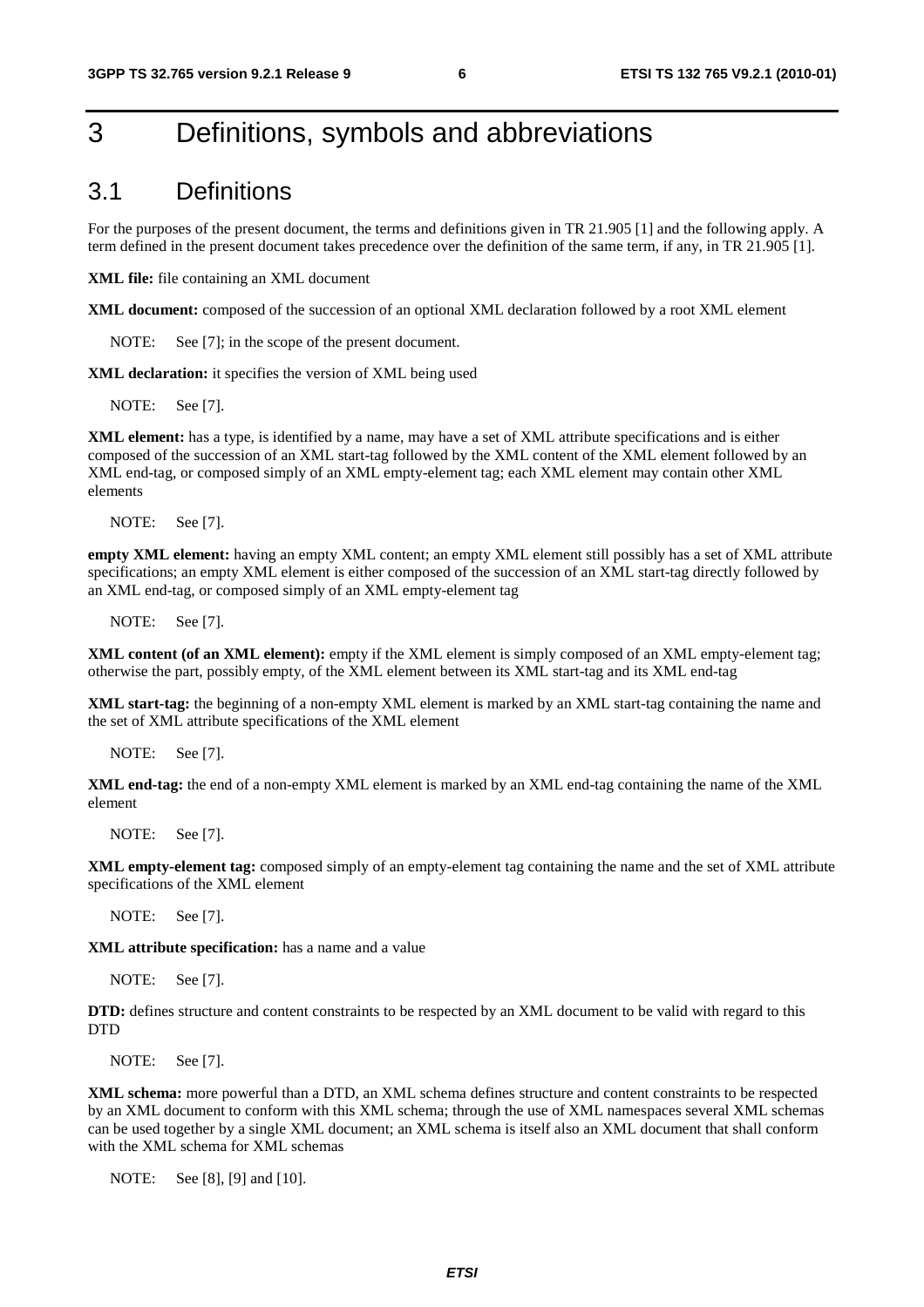# 3 Definitions, symbols and abbreviations

## 3.1 Definitions

For the purposes of the present document, the terms and definitions given in TR 21.905 [1] and the following apply. A term defined in the present document takes precedence over the definition of the same term, if any, in TR 21.905 [1].

**XML file:** file containing an XML document

**XML document:** composed of the succession of an optional XML declaration followed by a root XML element

NOTE: See [7]; in the scope of the present document.

**XML declaration:** it specifies the version of XML being used

NOTE: See [7].

**XML element:** has a type, is identified by a name, may have a set of XML attribute specifications and is either composed of the succession of an XML start-tag followed by the XML content of the XML element followed by an XML end-tag, or composed simply of an XML empty-element tag; each XML element may contain other XML elements

NOTE: See [7].

**empty XML element:** having an empty XML content; an empty XML element still possibly has a set of XML attribute specifications; an empty XML element is either composed of the succession of an XML start-tag directly followed by an XML end-tag, or composed simply of an XML empty-element tag

NOTE: See [7].

**XML content (of an XML element):** empty if the XML element is simply composed of an XML empty-element tag; otherwise the part, possibly empty, of the XML element between its XML start-tag and its XML end-tag

**XML start-tag:** the beginning of a non-empty XML element is marked by an XML start-tag containing the name and the set of XML attribute specifications of the XML element

NOTE: See [7].

**XML end-tag:** the end of a non-empty XML element is marked by an XML end-tag containing the name of the XML element

NOTE: See [7].

**XML empty-element tag:** composed simply of an empty-element tag containing the name and the set of XML attribute specifications of the XML element

NOTE: See [7].

**XML attribute specification:** has a name and a value

NOTE: See [7].

**DTD:** defines structure and content constraints to be respected by an XML document to be valid with regard to this DTD

NOTE: See [7].

**XML schema:** more powerful than a DTD, an XML schema defines structure and content constraints to be respected by an XML document to conform with this XML schema; through the use of XML namespaces several XML schemas can be used together by a single XML document; an XML schema is itself also an XML document that shall conform with the XML schema for XML schemas

NOTE: See [8], [9] and [10].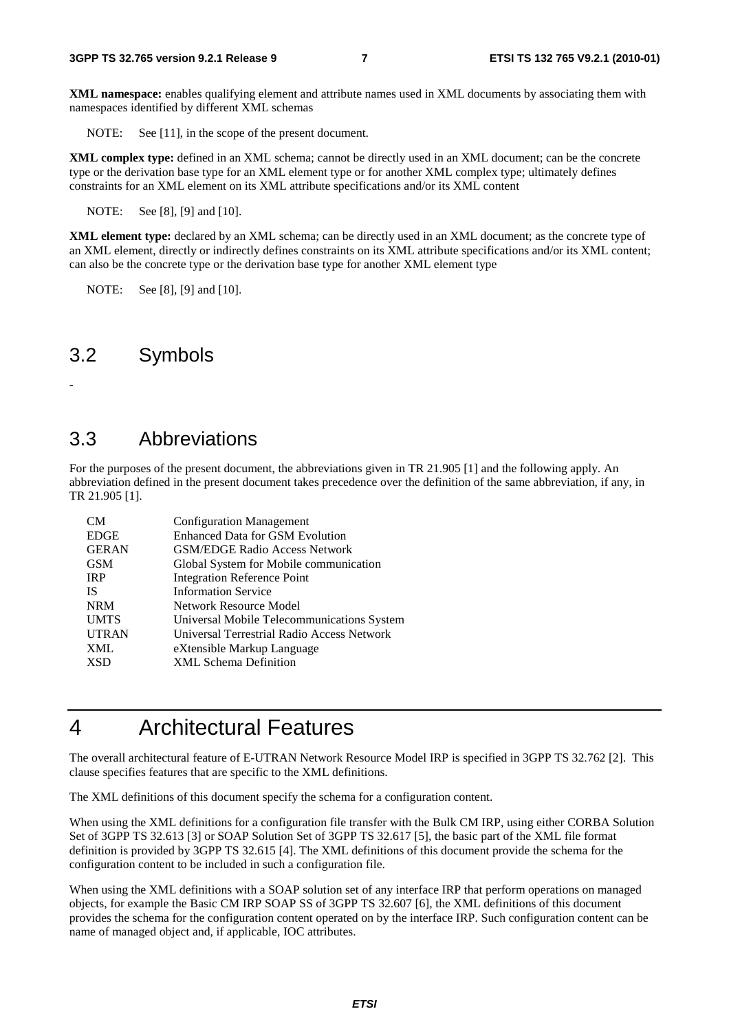**XML namespace:** enables qualifying element and attribute names used in XML documents by associating them with namespaces identified by different XML schemas

NOTE: See [11], in the scope of the present document.

**XML complex type:** defined in an XML schema; cannot be directly used in an XML document; can be the concrete type or the derivation base type for an XML element type or for another XML complex type; ultimately defines constraints for an XML element on its XML attribute specifications and/or its XML content

NOTE: See [8], [9] and [10].

**XML element type:** declared by an XML schema; can be directly used in an XML document; as the concrete type of an XML element, directly or indirectly defines constraints on its XML attribute specifications and/or its XML content; can also be the concrete type or the derivation base type for another XML element type

NOTE: See [8], [9] and [10].

## 3.2 Symbols

-

## 3.3 Abbreviations

For the purposes of the present document, the abbreviations given in TR 21.905 [1] and the following apply. An abbreviation defined in the present document takes precedence over the definition of the same abbreviation, if any, in TR 21.905 [1].

| | |
|---|---|
| CM | Configuration Management |
| EDGE | Enhanced Data for GSM Evolution |
| GERAN | GSM/EDGE Radio Access Network |
| GSM | Global System for Mobile communication |
| IRP | Integration Reference Point |
| IS | Information Service |
| NRM | Network Resource Model |
| UMTS | Universal Mobile Telecommunications System |
| UTRAN | Universal Terrestrial Radio Access Network |
| XML | eXtensible Markup Language |
| XSD | XML Schema Definition |

# 4 Architectural Features

The overall architectural feature of E-UTRAN Network Resource Model IRP is specified in 3GPP TS 32.762 [2]. This clause specifies features that are specific to the XML definitions.

The XML definitions of this document specify the schema for a configuration content.

When using the XML definitions for a configuration file transfer with the Bulk CM IRP, using either CORBA Solution Set of 3GPP TS 32.613 [3] or SOAP Solution Set of 3GPP TS 32.617 [5], the basic part of the XML file format definition is provided by 3GPP TS 32.615 [4]. The XML definitions of this document provide the schema for the configuration content to be included in such a configuration file.

When using the XML definitions with a SOAP solution set of any interface IRP that perform operations on managed objects, for example the Basic CM IRP SOAP SS of 3GPP TS 32.607 [6], the XML definitions of this document provides the schema for the configuration content operated on by the interface IRP. Such configuration content can be name of managed object and, if applicable, IOC attributes.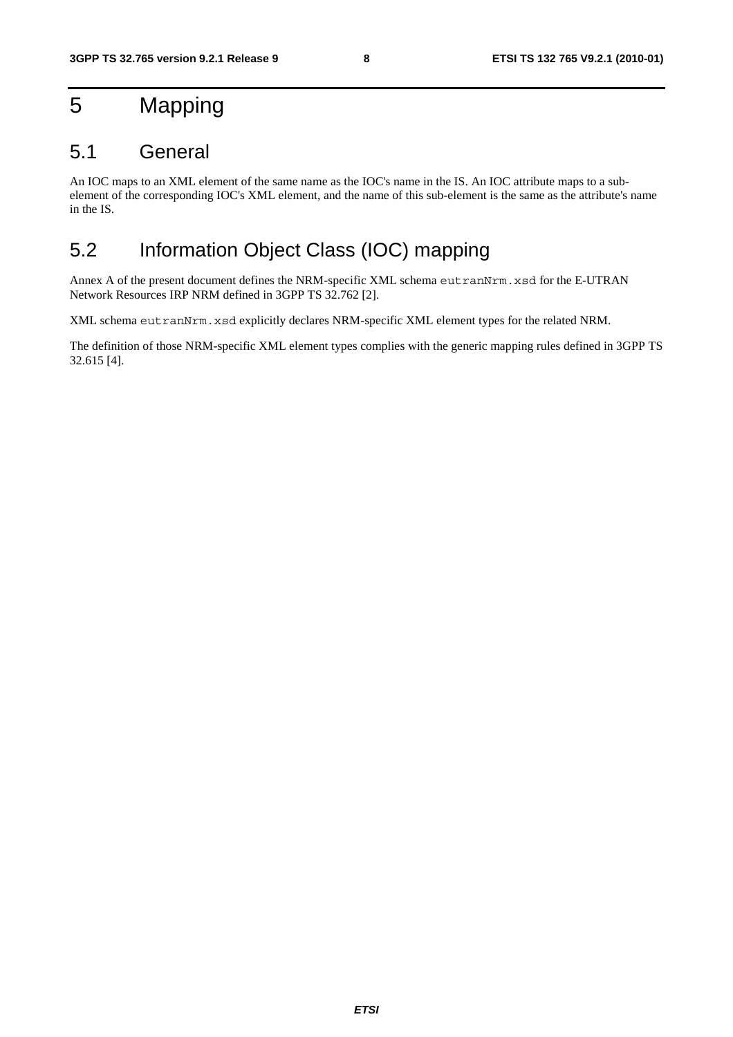# 5 Mapping

## 5.1 General

An IOC maps to an XML element of the same name as the IOC's name in the IS. An IOC attribute maps to a sub-element of the corresponding IOC's XML element, and the name of this sub-element is the same as the attribute's name in the IS.

## 5.2 Information Object Class (IOC) mapping

Annex A of the present document defines the NRM-specific XML schema `eutranNrm.xsd` for the E-UTRAN Network Resources IRP NRM defined in 3GPP TS 32.762 [2].

XML schema `eutranNrm.xsd` explicitly declares NRM-specific XML element types for the related NRM.

The definition of those NRM-specific XML element types complies with the generic mapping rules defined in 3GPP TS 32.615 [4].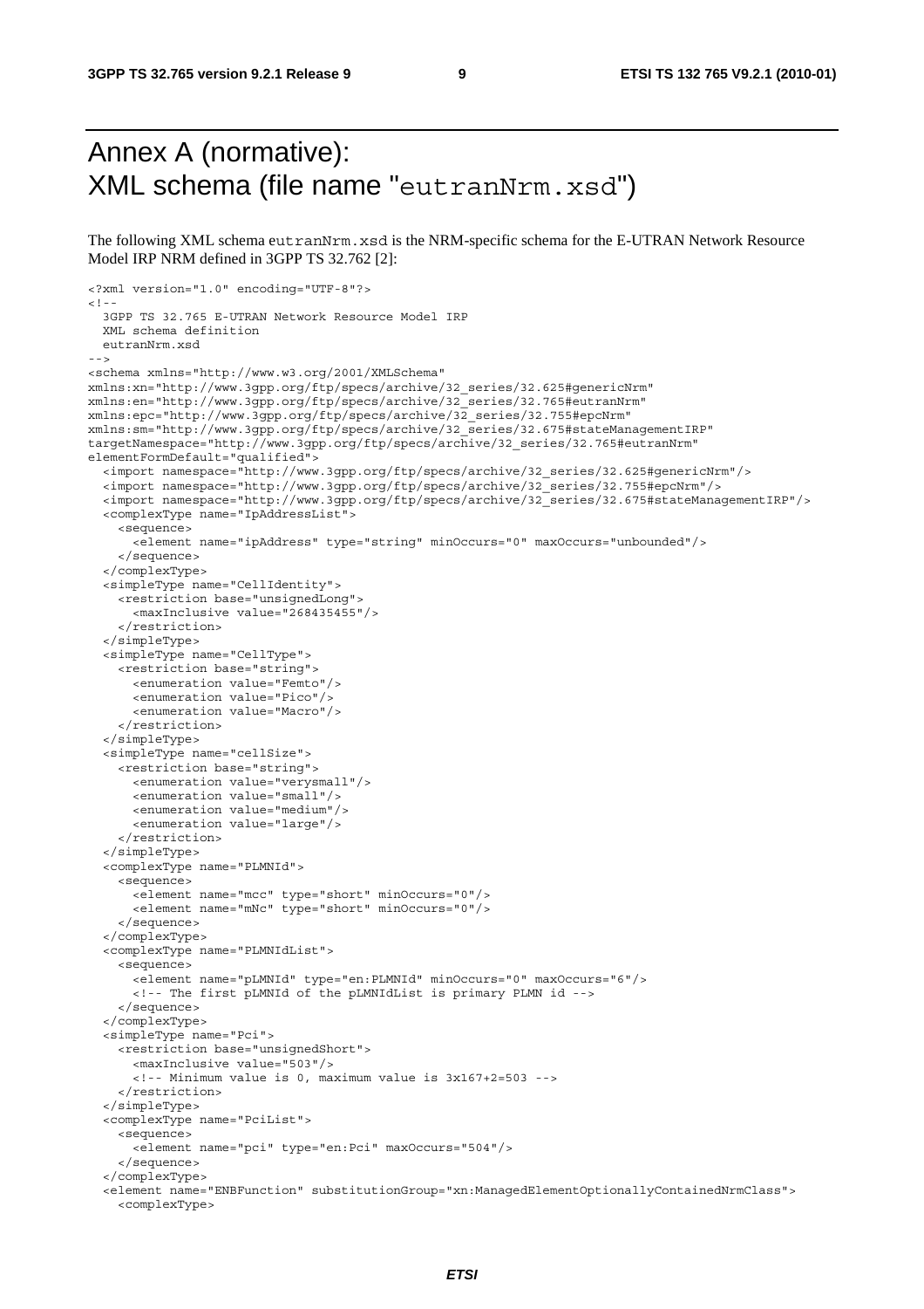# Annex A (normative): XML schema (file name "eutranNrm.xsd")

The following XML schema eutranNrm.xsd is the NRM-specific schema for the E-UTRAN Network Resource Model IRP NRM defined in 3GPP TS 32.762 [2]:

```
<?xml version="1.0" encoding="UTF-8"?>
<!--
  3GPP TS 32.765 E-UTRAN Network Resource Model IRP
  XML schema definition
  eutranNrm.xsd
-->
<schema xmlns="http://www.w3.org/2001/XMLSchema"
xmlns:xn="http://www.3gpp.org/ftp/specs/archive/32_series/32.625#genericNrm"
xmlns:en="http://www.3gpp.org/ftp/specs/archive/32_series/32.765#eutranNrm"
xmlns:epc="http://www.3gpp.org/ftp/specs/archive/32_series/32.755#epcNrm"
xmlns:sm="http://www.3gpp.org/ftp/specs/archive/32_series/32.675#stateManagementIRP"
targetNamespace="http://www.3gpp.org/ftp/specs/archive/32_series/32.765#eutranNrm"
elementFormDefault="qualified">
  <import namespace="http://www.3gpp.org/ftp/specs/archive/32_series/32.625#genericNrm"/>
  <import namespace="http://www.3gpp.org/ftp/specs/archive/32_series/32.755#epcNrm"/>
  <import namespace="http://www.3gpp.org/ftp/specs/archive/32_series/32.675#stateManagementIRP"/>
  <complexType name="IpAddressList">
    <sequence>
      <element name="ipAddress" type="string" minOccurs="0" maxOccurs="unbounded"/>
    </sequence>
  </complexType>
  <simpleType name="CellIdentity">
    <restriction base="unsignedLong">
      <maxInclusive value="268435455"/>
    </restriction>
  </simpleType>
  <simpleType name="CellType">
    <restriction base="string">
      <enumeration value="Femto"/>
      <enumeration value="Pico"/>
      <enumeration value="Macro"/>
    </restriction>
  </simpleType>
  <simpleType name="cellSize">
    <restriction base="string">
      <enumeration value="verysmall"/>
      <enumeration value="small"/>
      <enumeration value="medium"/>
      <enumeration value="large"/>
    </restriction>
  </simpleType>
  <complexType name="PLMNId">
    <sequence>
      <element name="mcc" type="short" minOccurs="0"/>
      <element name="mNc" type="short" minOccurs="0"/>
    </sequence>
  </complexType>
  <complexType name="PLMNIdList">
    <sequence>
      <element name="pLMNId" type="en:PLMNId" minOccurs="0" maxOccurs="6"/>
      <!-- The first pLMNId of the pLMNIdList is primary PLMN id -->
    </sequence>
  </complexType>
  <simpleType name="Pci">
    <restriction base="unsignedShort">
      <maxInclusive value="503"/>
      <!-- Minimum value is 0, maximum value is 3x167+2=503 -->
    </restriction>
  </simpleType>
  <complexType name="PciList">
    <sequence>
      <element name="pci" type="en:Pci" maxOccurs="504"/>
    </sequence>
  </complexType>
  <element name="ENBFunction" substitutionGroup="xn:ManagedElementOptionallyContainedNrmClass">
    <complexType>
```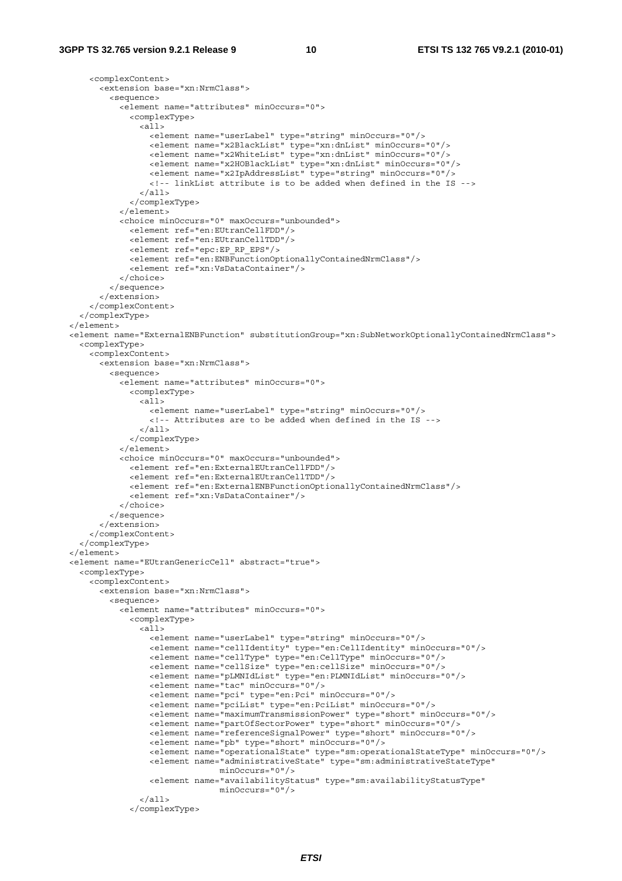```
      <complexContent>
        <extension base="xn:NrmClass">
          <sequence>
            <element name="attributes" minOccurs="0">
              <complexType>
                <all>
                  <element name="userLabel" type="string" minOccurs="0"/>
                  <element name="x2BlackList" type="xn:dnList" minOccurs="0"/>
                  <element name="x2WhiteList" type="xn:dnList" minOccurs="0"/>
                  <element name="x2HOBlackList" type="xn:dnList" minOccurs="0"/>
                  <element name="x2IpAddressList" type="string" minOccurs="0"/>
                  <!-- linkList attribute is to be added when defined in the IS -->
                </all>
              </complexType>
            </element>
            <choice minOccurs="0" maxOccurs="unbounded">
              <element ref="en:EUtranCellFDD"/>
              <element ref="en:EUtranCellTDD"/>
              <element ref="epc:EP_RP_EPS"/>
              <element ref="en:ENBFunctionOptionallyContainedNrmClass"/>
              <element ref="xn:VsDataContainer"/>
            </choice>
          </sequence>
        </extension>
      </complexContent>
    </complexType>
  </element>
  <element name="ExternalENBFunction" substitutionGroup="xn:SubNetworkOptionallyContainedNrmClass">
    <complexType>
      <complexContent>
        <extension base="xn:NrmClass">
          <sequence>
            <element name="attributes" minOccurs="0">
              <complexType>
                <all>
                  <element name="userLabel" type="string" minOccurs="0"/>
                  <!-- Attributes are to be added when defined in the IS -->
                </all>
              </complexType>
            </element>
            <choice minOccurs="0" maxOccurs="unbounded">
              <element ref="en:ExternalEUtranCellFDD"/>
              <element ref="en:ExternalEUtranCellTDD"/>
              <element ref="en:ExternalENBFunctionOptionallyContainedNrmClass"/>
              <element ref="xn:VsDataContainer"/>
            </choice>
          </sequence>
        </extension>
      </complexContent>
    </complexType>
  </element>
  <element name="EUtranGenericCell" abstract="true">
    <complexType>
      <complexContent>
        <extension base="xn:NrmClass">
          <sequence>
            <element name="attributes" minOccurs="0">
              <complexType>
                <all>
                  <element name="userLabel" type="string" minOccurs="0"/>
                  <element name="cellIdentity" type="en:CellIdentity" minOccurs="0"/>
                  <element name="cellType" type="en:CellType" minOccurs="0"/>
                  <element name="cellSize" type="en:cellSize" minOccurs="0"/>
                  <element name="pLMNIdList" type="en:PLMNIdList" minOccurs="0"/>
                  <element name="tac" minOccurs="0"/>
                  <element name="pci" type="en:Pci" minOccurs="0"/>
                  <element name="pciList" type="en:PciList" minOccurs="0"/>
                  <element name="maximumTransmissionPower" type="short" minOccurs="0"/>
                  <element name="partOfSectorPower" type="short" minOccurs="0"/>
                  <element name="referenceSignalPower" type="short" minOccurs="0"/>
                  <element name="pb" type="short" minOccurs="0"/>
                  <element name="operationalState" type="sm:operationalStateType" minOccurs="0"/>
                  <element name="administrativeState" type="sm:administrativeStateType"
                              minOccurs="0"/>
                  <element name="availabilityStatus" type="sm:availabilityStatusType"
                              minOccurs="0"/>
                </all>
              </complexType>
```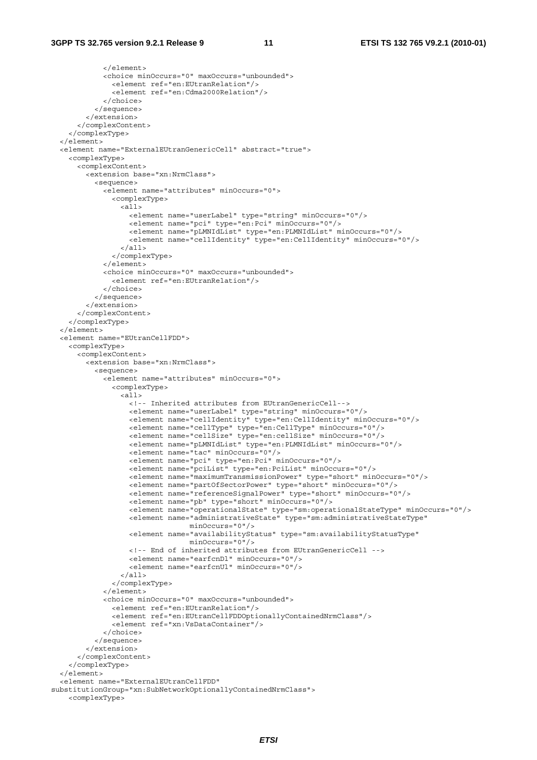```
            </element>
            <choice minOccurs="0" maxOccurs="unbounded">
              <element ref="en:EUtranRelation"/>
              <element ref="en:Cdma2000Relation"/>
            </choice>
          </sequence>
        </extension>
      </complexContent>
    </complexType>
  </element>
  <element name="ExternalEUtranGenericCell" abstract="true">
    <complexType>
      <complexContent>
        <extension base="xn:NrmClass">
          <sequence>
            <element name="attributes" minOccurs="0">
              <complexType>
                <all>
                  <element name="userLabel" type="string" minOccurs="0"/>
                  <element name="pci" type="en:Pci" minOccurs="0"/>
                  <element name="pLMNIdList" type="en:PLMNIdList" minOccurs="0"/>
                  <element name="cellIdentity" type="en:CellIdentity" minOccurs="0"/>
                </all>
              </complexType>
            </element>
            <choice minOccurs="0" maxOccurs="unbounded">
              <element ref="en:EUtranRelation"/>
            </choice>
          </sequence>
        </extension>
      </complexContent>
    </complexType>
  </element>
  <element name="EUtranCellFDD">
    <complexType>
      <complexContent>
        <extension base="xn:NrmClass">
          <sequence>
            <element name="attributes" minOccurs="0">
              <complexType>
                <all>
                  <!-- Inherited attributes from EUtranGenericCell-->
                  <element name="userLabel" type="string" minOccurs="0"/>
                  <element name="cellIdentity" type="en:CellIdentity" minOccurs="0"/>
                  <element name="cellType" type="en:CellType" minOccurs="0"/>
                  <element name="cellSize" type="en:cellSize" minOccurs="0"/>
                  <element name="pLMNIdList" type="en:PLMNIdList" minOccurs="0"/>
                  <element name="tac" minOccurs="0"/>
                  <element name="pci" type="en:Pci" minOccurs="0"/>
                  <element name="pciList" type="en:PciList" minOccurs="0"/>
                  <element name="maximumTransmissionPower" type="short" minOccurs="0"/>
                  <element name="partOfSectorPower" type="short" minOccurs="0"/>
                  <element name="referenceSignalPower" type="short" minOccurs="0"/>
                  <element name="pb" type="short" minOccurs="0"/>
                  <element name="operationalState" type="sm:operationalStateType" minOccurs="0"/>
                  <element name="administrativeState" type="sm:administrativeStateType"
                           minOccurs="0"/>
                  <element name="availabilityStatus" type="sm:availabilityStatusType"
                           minOccurs="0"/>
                  <!-- End of inherited attributes from EUtranGenericCell -->
                  <element name="earfcnDl" minOccurs="0"/>
                  <element name="earfcnUl" minOccurs="0"/>
                </all>
              </complexType>
            </element>
            <choice minOccurs="0" maxOccurs="unbounded">
              <element ref="en:EUtranRelation"/>
              <element ref="en:EUtranCellFDDOptionallyContainedNrmClass"/>
              <element ref="xn:VsDataContainer"/>
            </choice>
          </sequence>
        </extension>
      </complexContent>
    </complexType>
  </element>
  <element name="ExternalEUtranCellFDD"
substitutionGroup="xn:SubNetworkOptionallyContainedNrmClass">
    <complexType>
```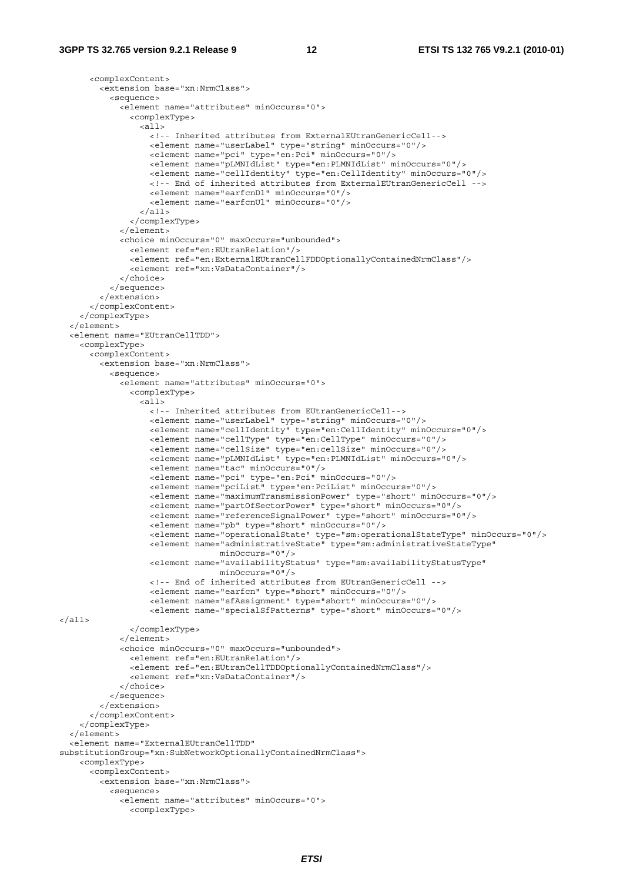```
      <complexContent>
        <extension base="xn:NrmClass">
          <sequence>
            <element name="attributes" minOccurs="0">
              <complexType>
                <all>
                  <!-- Inherited attributes from ExternalEUtranGenericCell-->
                  <element name="userLabel" type="string" minOccurs="0"/>
                  <element name="pci" type="en:Pci" minOccurs="0"/>
                  <element name="pLMNIdList" type="en:PLMNIdList" minOccurs="0"/>
                  <element name="cellIdentity" type="en:CellIdentity" minOccurs="0"/>
                  <!-- End of inherited attributes from ExternalEUtranGenericCell -->
                  <element name="earfcnDl" minOccurs="0"/>
                  <element name="earfcnUl" minOccurs="0"/>
                </all>
              </complexType>
            </element>
            <choice minOccurs="0" maxOccurs="unbounded">
              <element ref="en:EUtranRelation"/>
              <element ref="en:ExternalEUtranCellFDDOptionallyContainedNrmClass"/>
              <element ref="xn:VsDataContainer"/>
            </choice>
          </sequence>
        </extension>
      </complexContent>
    </complexType>
  </element>
  <element name="EUtranCellTDD">
    <complexType>
      <complexContent>
        <extension base="xn:NrmClass">
          <sequence>
            <element name="attributes" minOccurs="0">
              <complexType>
                <all>
                  <!-- Inherited attributes from EUtranGenericCell-->
                  <element name="userLabel" type="string" minOccurs="0"/>
                  <element name="cellIdentity" type="en:CellIdentity" minOccurs="0"/>
                  <element name="cellType" type="en:CellType" minOccurs="0"/>
                  <element name="cellSize" type="en:cellSize" minOccurs="0"/>
                  <element name="pLMNIdList" type="en:PLMNIdList" minOccurs="0"/>
                  <element name="tac" minOccurs="0"/>
                  <element name="pci" type="en:Pci" minOccurs="0"/>
                  <element name="pciList" type="en:PciList" minOccurs="0"/>
                  <element name="maximumTransmissionPower" type="short" minOccurs="0"/>
                  <element name="partOfSectorPower" type="short" minOccurs="0"/>
                  <element name="referenceSignalPower" type="short" minOccurs="0"/>
                  <element name="pb" type="short" minOccurs="0"/>
                  <element name="operationalState" type="sm:operationalStateType" minOccurs="0"/>
                  <element name="administrativeState" type="sm:administrativeStateType"
                              minOccurs="0"/>
                  <element name="availabilityStatus" type="sm:availabilityStatusType"
                              minOccurs="0"/>
                  <!-- End of inherited attributes from EUtranGenericCell -->
                  <element name="earfcn" type="short" minOccurs="0"/>
                  <element name="sfAssignment" type="short" minOccurs="0"/>
                  <element name="specialSfPatterns" type="short" minOccurs="0"/>
</all>
              </complexType>
            </element>
            <choice minOccurs="0" maxOccurs="unbounded">
              <element ref="en:EUtranRelation"/>
              <element ref="en:EUtranCellTDDOptionallyContainedNrmClass"/>
              <element ref="xn:VsDataContainer"/>
            </choice>
          </sequence>
        </extension>
      </complexContent>
    </complexType>
  </element>
  <element name="ExternalEUtranCellTDD"
substitutionGroup="xn:SubNetworkOptionallyContainedNrmClass">
    <complexType>
      <complexContent>
        <extension base="xn:NrmClass">
          <sequence>
            <element name="attributes" minOccurs="0">
              <complexType>
```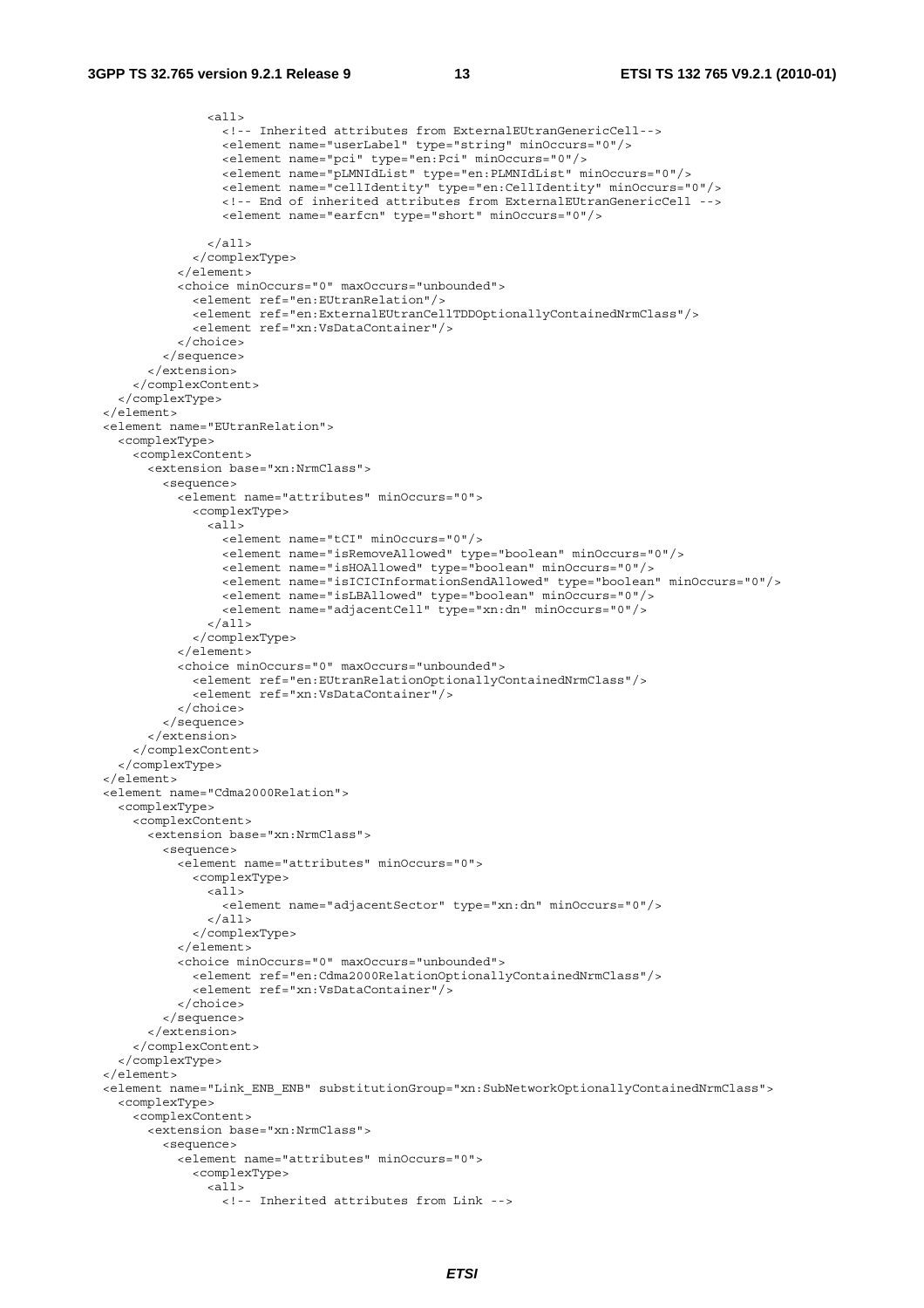```
            <all>
              <!-- Inherited attributes from ExternalEUtranGenericCell-->
              <element name="userLabel" type="string" minOccurs="0"/>
              <element name="pci" type="en:Pci" minOccurs="0"/>
              <element name="pLMNIdList" type="en:PLMNIdList" minOccurs="0"/>
              <element name="cellIdentity" type="en:CellIdentity" minOccurs="0"/>
              <!-- End of inherited attributes from ExternalEUtranGenericCell -->
              <element name="earfcn" type="short" minOccurs="0"/>

            </all>
          </complexType>
        </element>
        <choice minOccurs="0" maxOccurs="unbounded">
          <element ref="en:EUtranRelation"/>
          <element ref="en:ExternalEUtranCellTDDOptionallyContainedNrmClass"/>
          <element ref="xn:VsDataContainer"/>
        </choice>
      </sequence>
    </extension>
  </complexContent>
</complexType>
</element>
<element name="EUtranRelation">
  <complexType>
    <complexContent>
      <extension base="xn:NrmClass">
        <sequence>
          <element name="attributes" minOccurs="0">
            <complexType>
              <all>
                <element name="tCI" minOccurs="0"/>
                <element name="isRemoveAllowed" type="boolean" minOccurs="0"/>
                <element name="isHOAllowed" type="boolean" minOccurs="0"/>
                <element name="isICICInformationSendAllowed" type="boolean" minOccurs="0"/>
                <element name="isLBAllowed" type="boolean" minOccurs="0"/>
                <element name="adjacentCell" type="xn:dn" minOccurs="0"/>
              </all>
            </complexType>
          </element>
          <choice minOccurs="0" maxOccurs="unbounded">
            <element ref="en:EUtranRelationOptionallyContainedNrmClass"/>
            <element ref="xn:VsDataContainer"/>
          </choice>
        </sequence>
      </extension>
    </complexContent>
  </complexType>
</element>
<element name="Cdma2000Relation">
  <complexType>
    <complexContent>
      <extension base="xn:NrmClass">
        <sequence>
          <element name="attributes" minOccurs="0">
            <complexType>
              <all>
                <element name="adjacentSector" type="xn:dn" minOccurs="0"/>
              </all>
            </complexType>
          </element>
          <choice minOccurs="0" maxOccurs="unbounded">
            <element ref="en:Cdma2000RelationOptionallyContainedNrmClass"/>
            <element ref="xn:VsDataContainer"/>
          </choice>
        </sequence>
      </extension>
    </complexContent>
  </complexType>
</element>
<element name="Link_ENB_ENB" substitutionGroup="xn:SubNetworkOptionallyContainedNrmClass">
  <complexType>
    <complexContent>
      <extension base="xn:NrmClass">
        <sequence>
          <element name="attributes" minOccurs="0">
            <complexType>
              <all>
                <!-- Inherited attributes from Link -->
```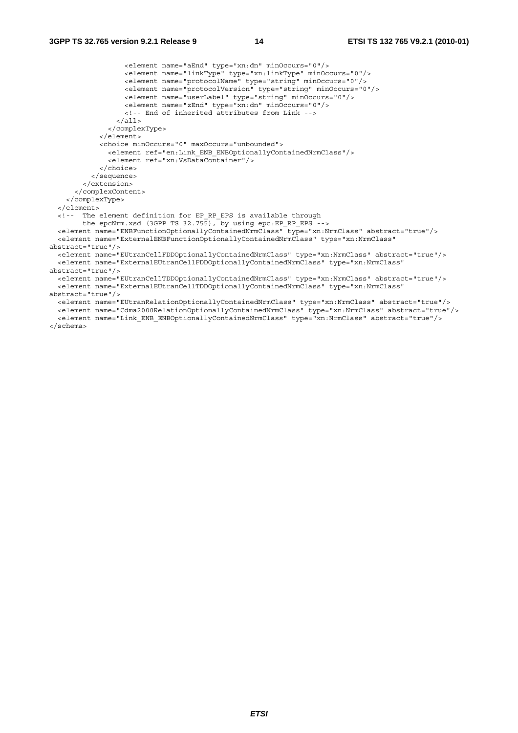```
                <element name="aEnd" type="xn:dn" minOccurs="0"/>
                <element name="linkType" type="xn:linkType" minOccurs="0"/>
                <element name="protocolName" type="string" minOccurs="0"/>
                <element name="protocolVersion" type="string" minOccurs="0"/>
                <element name="userLabel" type="string" minOccurs="0"/>
                <element name="zEnd" type="xn:dn" minOccurs="0"/>
                <!-- End of inherited attributes from Link -->
              </all>
            </complexType>
          </element>
          <choice minOccurs="0" maxOccurs="unbounded">
            <element ref="en:Link_ENB_ENBOptionallyContainedNrmClass"/>
            <element ref="xn:VsDataContainer"/>
          </choice>
        </sequence>
      </extension>
    </complexContent>
  </complexType>
</element>
<!-- The element definition for EP_RP_EPS is available through
     the epcNrm.xsd (3GPP TS 32.755), by using epc:EP_RP_EPS -->
<element name="ENBFunctionOptionallyContainedNrmClass" type="xn:NrmClass" abstract="true"/>
<element name="ExternalENBFunctionOptionallyContainedNrmClass" type="xn:NrmClass"
abstract="true"/>
<element name="EUtranCellFDDOptionallyContainedNrmClass" type="xn:NrmClass" abstract="true"/>
<element name="ExternalEUtranCellFDDOptionallyContainedNrmClass" type="xn:NrmClass"
abstract="true"/>
<element name="EUtranCellTDDOptionallyContainedNrmClass" type="xn:NrmClass" abstract="true"/>
<element name="ExternalEUtranCellTDDOptionallyContainedNrmClass" type="xn:NrmClass"
abstract="true"/>
<element name="EUtranRelationOptionallyContainedNrmClass" type="xn:NrmClass" abstract="true"/>
<element name="Cdma2000RelationOptionallyContainedNrmClass" type="xn:NrmClass" abstract="true"/>
<element name="Link_ENB_ENBOptionallyContainedNrmClass" type="xn:NrmClass" abstract="true"/>
</schema>
```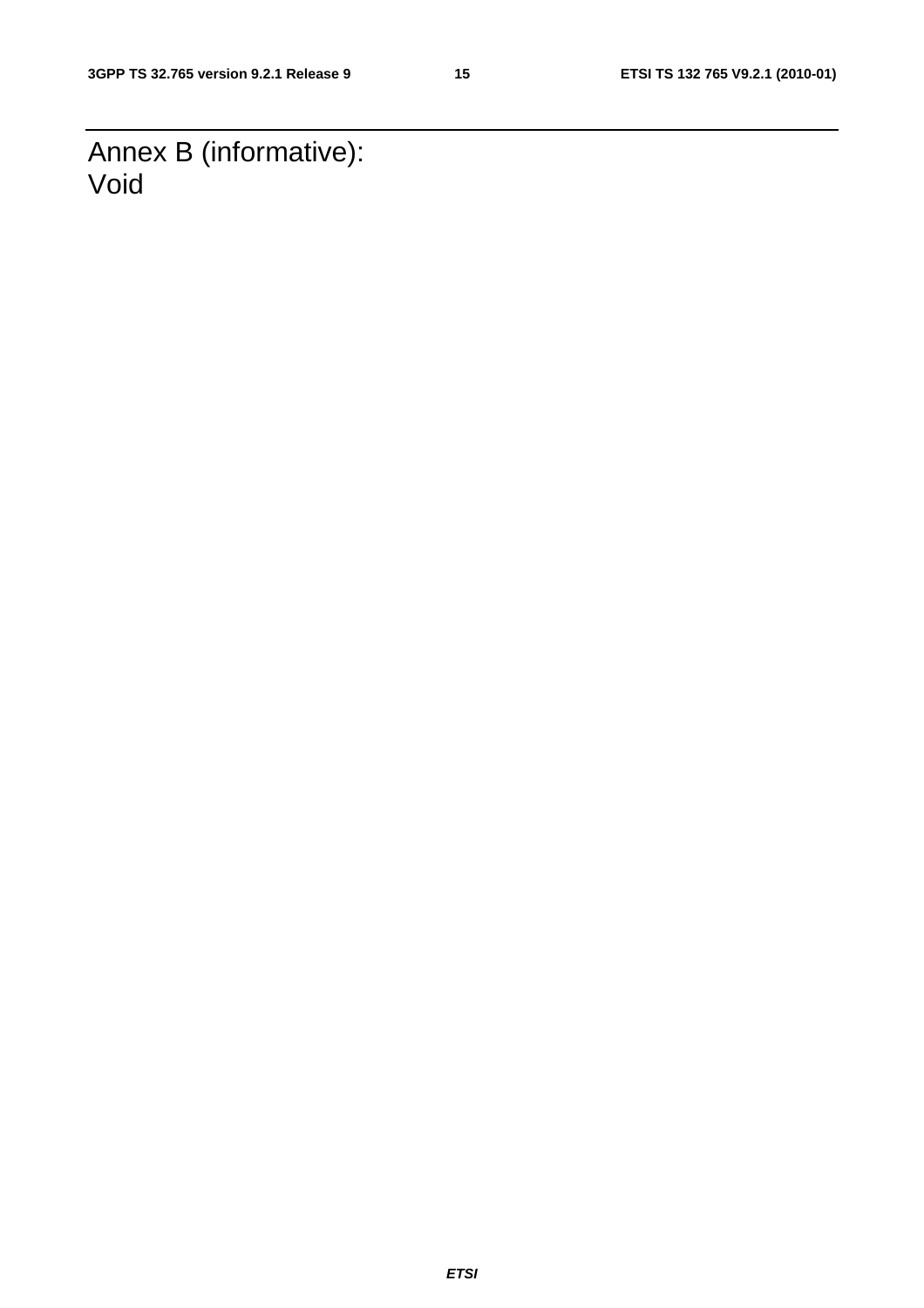# Annex B (informative): Void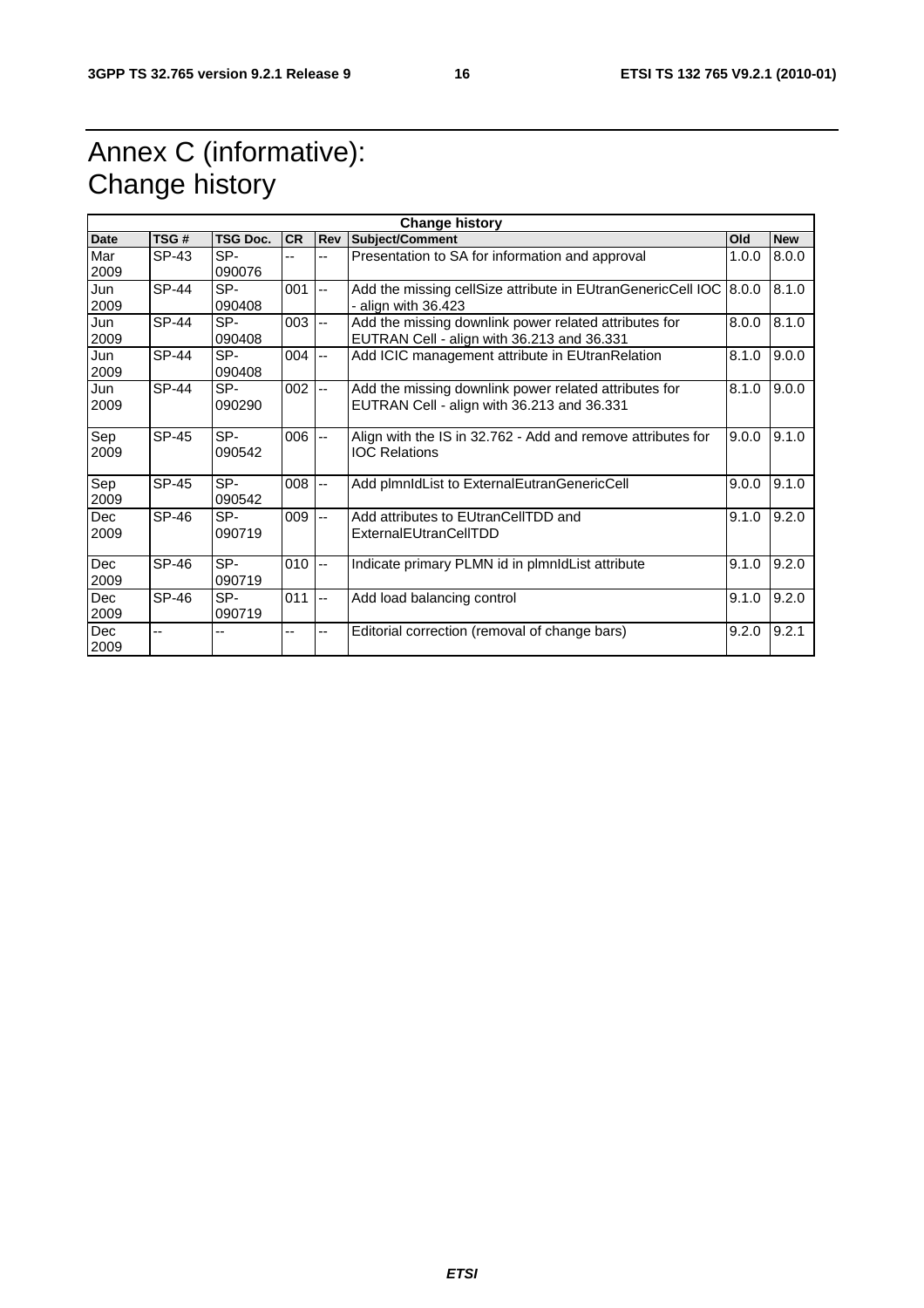# Annex C (informative): Change history

| Change history | | | | | | | |
|---|---|---|---|---|---|---|---|
| **Date** | **TSG #** | **TSG Doc.** | **CR** | **Rev** | **Subject/Comment** | **Old** | **New** |
| Mar 2009 | SP-43 | SP-090076 | -- | -- | Presentation to SA for information and approval | 1.0.0 | 8.0.0 |
| Jun 2009 | SP-44 | SP-090408 | 001 | -- | Add the missing cellSize attribute in EUtranGenericCell IOC - align with 36.423 | 8.0.0 | 8.1.0 |
| Jun 2009 | SP-44 | SP-090408 | 003 | -- | Add the missing downlink power related attributes for EUTRAN Cell - align with 36.213 and 36.331 | 8.0.0 | 8.1.0 |
| Jun 2009 | SP-44 | SP-090408 | 004 | -- | Add ICIC management attribute in EUtranRelation | 8.1.0 | 9.0.0 |
| Jun 2009 | SP-44 | SP-090290 | 002 | -- | Add the missing downlink power related attributes for EUTRAN Cell - align with 36.213 and 36.331 | 8.1.0 | 9.0.0 |
| Sep 2009 | SP-45 | SP-090542 | 006 | -- | Align with the IS in 32.762 - Add and remove attributes for IOC Relations | 9.0.0 | 9.1.0 |
| Sep 2009 | SP-45 | SP-090542 | 008 | -- | Add plmnIdList to ExternalEutranGenericCell | 9.0.0 | 9.1.0 |
| Dec 2009 | SP-46 | SP-090719 | 009 | -- | Add attributes to EUtranCellTDD and ExternalEUtranCellTDD | 9.1.0 | 9.2.0 |
| Dec 2009 | SP-46 | SP-090719 | 010 | -- | Indicate primary PLMN id in plmnIdList attribute | 9.1.0 | 9.2.0 |
| Dec 2009 | SP-46 | SP-090719 | 011 | -- | Add load balancing control | 9.1.0 | 9.2.0 |
| Dec 2009 | -- | -- | -- | -- | Editorial correction (removal of change bars) | 9.2.0 | 9.2.1 |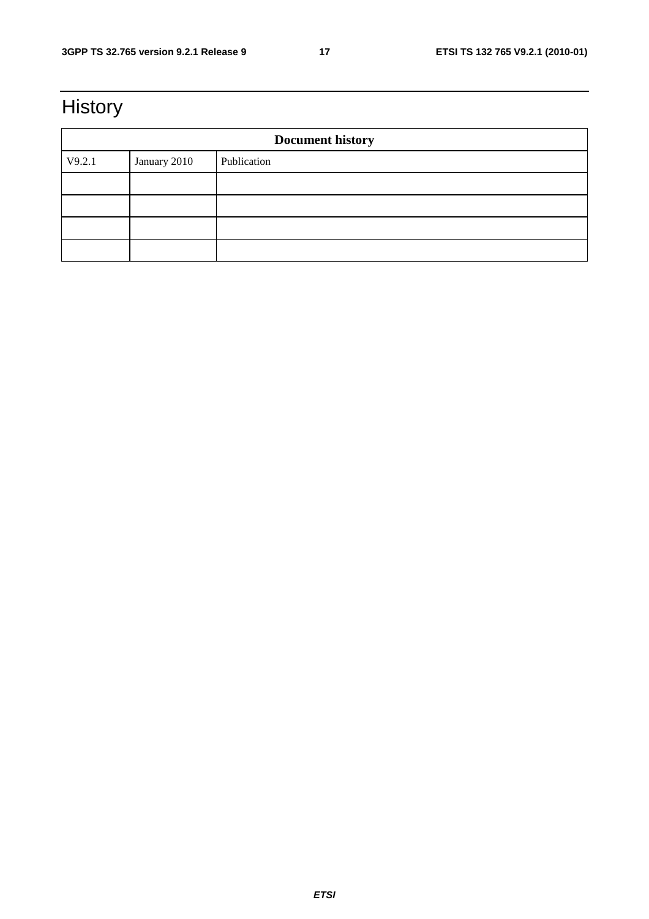# History

| Document history | | |
|---|---|---|
| V9.2.1 | January 2010 | Publication |
| | | |
| | | |
| | | |
| | | |